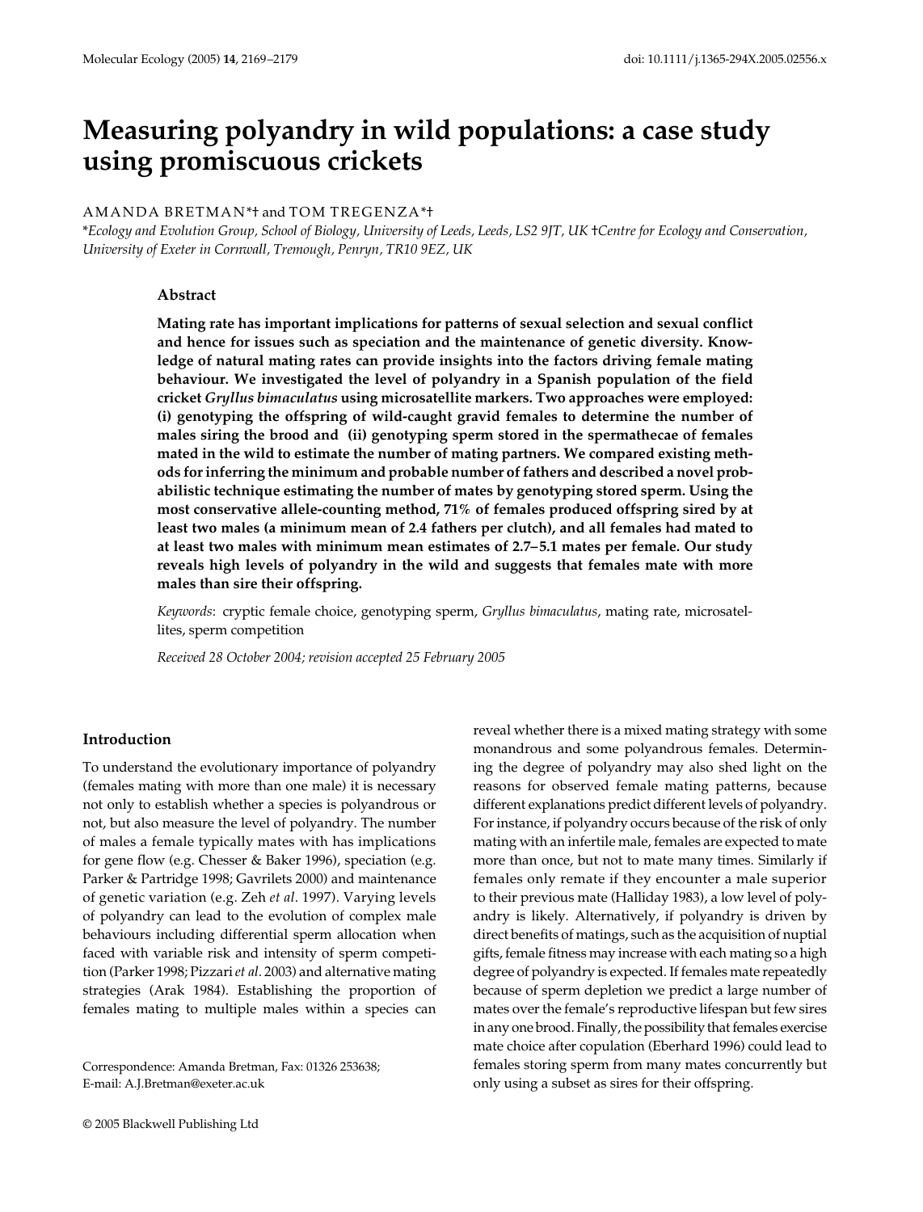# Measuring polyandry in wild populations: a case study using promiscuous crickets

AMANDA BRETMAN*† and TOM TREGENZA*†

*Ecology and Evolution Group, School of Biology, University of Leeds, Leeds, LS2 9JT, UK †Centre for Ecology and Conservation, University of Exeter in Cornwall, Tremough, Penryn, TR10 9EZ, UK

## Abstract

**Mating rate has important implications for patterns of sexual selection and sexual conflict and hence for issues such as speciation and the maintenance of genetic diversity. Knowledge of natural mating rates can provide insights into the factors driving female mating behaviour. We investigated the level of polyandry in a Spanish population of the field cricket *Gryllus bimaculatus* using microsatellite markers. Two approaches were employed: (i) genotyping the offspring of wild-caught gravid females to determine the number of males siring the brood and (ii) genotyping sperm stored in the spermathecae of females mated in the wild to estimate the number of mating partners. We compared existing methods for inferring the minimum and probable number of fathers and described a novel probabilistic technique estimating the number of mates by genotyping stored sperm. Using the most conservative allele-counting method, 71% of females produced offspring sired by at least two males (a minimum mean of 2.4 fathers per clutch), and all females had mated to at least two males with minimum mean estimates of 2.7–5.1 mates per female. Our study reveals high levels of polyandry in the wild and suggests that females mate with more males than sire their offspring.**

*Keywords*: cryptic female choice, genotyping sperm, *Gryllus bimaculatus*, mating rate, microsatellites, sperm competition

*Received 28 October 2004; revision accepted 25 February 2005*

## Introduction

To understand the evolutionary importance of polyandry (females mating with more than one male) it is necessary not only to establish whether a species is polyandrous or not, but also measure the level of polyandry. The number of males a female typically mates with has implications for gene flow (e.g. Chesser & Baker 1996), speciation (e.g. Parker & Partridge 1998; Gavrilets 2000) and maintenance of genetic variation (e.g. Zeh *et al*. 1997). Varying levels of polyandry can lead to the evolution of complex male behaviours including differential sperm allocation when faced with variable risk and intensity of sperm competition (Parker 1998; Pizzari *et al*. 2003) and alternative mating strategies (Arak 1984). Establishing the proportion of females mating to multiple males within a species can reveal whether there is a mixed mating strategy with some monandrous and some polyandrous females. Determining the degree of polyandry may also shed light on the reasons for observed female mating patterns, because different explanations predict different levels of polyandry. For instance, if polyandry occurs because of the risk of only mating with an infertile male, females are expected to mate more than once, but not to mate many times. Similarly if females only remate if they encounter a male superior to their previous mate (Halliday 1983), a low level of polyandry is likely. Alternatively, if polyandry is driven by direct benefits of matings, such as the acquisition of nuptial gifts, female fitness may increase with each mating so a high degree of polyandry is expected. If females mate repeatedly because of sperm depletion we predict a large number of mates over the female's reproductive lifespan but few sires in any one brood. Finally, the possibility that females exercise mate choice after copulation (Eberhard 1996) could lead to females storing sperm from many mates concurrently but only using a subset as sires for their offspring.

Correspondence: Amanda Bretman, Fax: 01326 253638; E-mail: A.J.Bretman@exeter.ac.uk

© 2005 Blackwell Publishing Ltd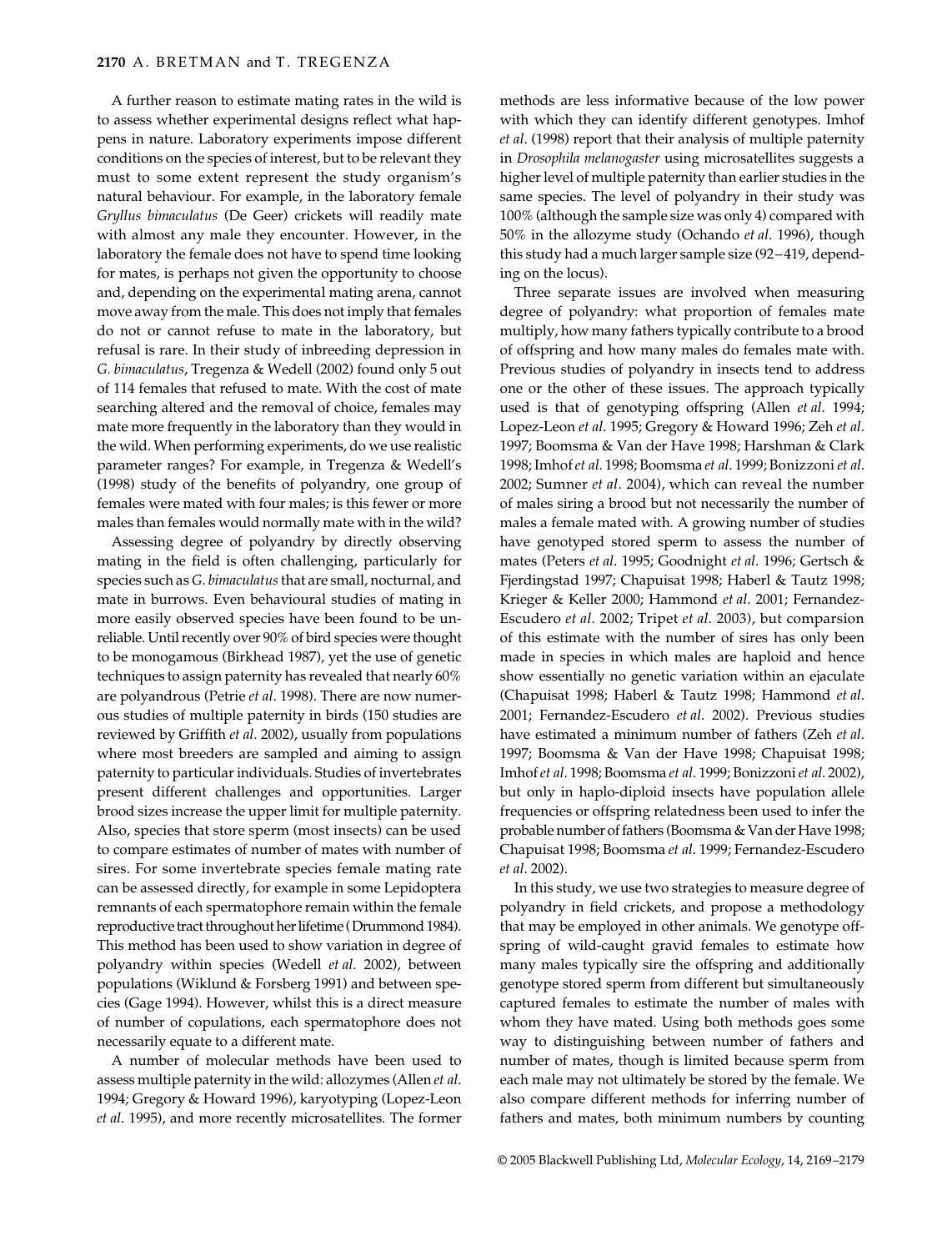A further reason to estimate mating rates in the wild is to assess whether experimental designs reflect what happens in nature. Laboratory experiments impose different conditions on the species of interest, but to be relevant they must to some extent represent the study organism's natural behaviour. For example, in the laboratory female *Gryllus bimaculatus* (De Geer) crickets will readily mate with almost any male they encounter. However, in the laboratory the female does not have to spend time looking for mates, is perhaps not given the opportunity to choose and, depending on the experimental mating arena, cannot move away from the male. This does not imply that females do not or cannot refuse to mate in the laboratory, but refusal is rare. In their study of inbreeding depression in *G. bimaculatus*, Tregenza & Wedell (2002) found only 5 out of 114 females that refused to mate. With the cost of mate searching altered and the removal of choice, females may mate more frequently in the laboratory than they would in the wild. When performing experiments, do we use realistic parameter ranges? For example, in Tregenza & Wedell's (1998) study of the benefits of polyandry, one group of females were mated with four males; is this fewer or more males than females would normally mate with in the wild?

Assessing degree of polyandry by directly observing mating in the field is often challenging, particularly for species such as *G. bimaculatus* that are small, nocturnal, and mate in burrows. Even behavioural studies of mating in more easily observed species have been found to be unreliable. Until recently over 90% of bird species were thought to be monogamous (Birkhead 1987), yet the use of genetic techniques to assign paternity has revealed that nearly 60% are polyandrous (Petrie *et al*. 1998). There are now numerous studies of multiple paternity in birds (150 studies are reviewed by Griffith *et al*. 2002), usually from populations where most breeders are sampled and aiming to assign paternity to particular individuals. Studies of invertebrates present different challenges and opportunities. Larger brood sizes increase the upper limit for multiple paternity. Also, species that store sperm (most insects) can be used to compare estimates of number of mates with number of sires. For some invertebrate species female mating rate can be assessed directly, for example in some Lepidoptera remnants of each spermatophore remain within the female reproductive tract throughout her lifetime (Drummond 1984). This method has been used to show variation in degree of polyandry within species (Wedell *et al*. 2002), between populations (Wiklund & Forsberg 1991) and between species (Gage 1994). However, whilst this is a direct measure of number of copulations, each spermatophore does not necessarily equate to a different mate.

A number of molecular methods have been used to assess multiple paternity in the wild: allozymes (Allen *et al*. 1994; Gregory & Howard 1996), karyotyping (Lopez-Leon *et al*. 1995), and more recently microsatellites. The former methods are less informative because of the low power with which they can identify different genotypes. Imhof *et al*. (1998) report that their analysis of multiple paternity in *Drosophila melanogaster* using microsatellites suggests a higher level of multiple paternity than earlier studies in the same species. The level of polyandry in their study was 100% (although the sample size was only 4) compared with 50% in the allozyme study (Ochando *et al*. 1996), though this study had a much larger sample size (92–419, depending on the locus).

Three separate issues are involved when measuring degree of polyandry: what proportion of females mate multiply, how many fathers typically contribute to a brood of offspring and how many males do females mate with. Previous studies of polyandry in insects tend to address one or the other of these issues. The approach typically used is that of genotyping offspring (Allen *et al*. 1994; Lopez-Leon *et al*. 1995; Gregory & Howard 1996; Zeh *et al*. 1997; Boomsma & Van der Have 1998; Harshman & Clark 1998; Imhof *et al*. 1998; Boomsma *et al*. 1999; Bonizzoni *et al*. 2002; Sumner *et al*. 2004), which can reveal the number of males siring a brood but not necessarily the number of males a female mated with. A growing number of studies have genotyped stored sperm to assess the number of mates (Peters *et al*. 1995; Goodnight *et al*. 1996; Gertsch & Fjerdingstad 1997; Chapuisat 1998; Haberl & Tautz 1998; Krieger & Keller 2000; Hammond *et al*. 2001; Fernandez-Escudero *et al*. 2002; Tripet *et al*. 2003), but comparsion of this estimate with the number of sires has only been made in species in which males are haploid and hence show essentially no genetic variation within an ejaculate (Chapuisat 1998; Haberl & Tautz 1998; Hammond *et al*. 2001; Fernandez-Escudero *et al*. 2002). Previous studies have estimated a minimum number of fathers (Zeh *et al*. 1997; Boomsma & Van der Have 1998; Chapuisat 1998; Imhof *et al*. 1998; Boomsma *et al*. 1999; Bonizzoni *et al*. 2002), but only in haplo-diploid insects have population allele frequencies or offspring relatedness been used to infer the probable number of fathers (Boomsma & Van der Have 1998; Chapuisat 1998; Boomsma *et al*. 1999; Fernandez-Escudero *et al*. 2002).

In this study, we use two strategies to measure degree of polyandry in field crickets, and propose a methodology that may be employed in other animals. We genotype offspring of wild-caught gravid females to estimate how many males typically sire the offspring and additionally genotype stored sperm from different but simultaneously captured females to estimate the number of males with whom they have mated. Using both methods goes some way to distinguishing between number of fathers and number of mates, though is limited because sperm from each male may not ultimately be stored by the female. We also compare different methods for inferring number of fathers and mates, both minimum numbers by counting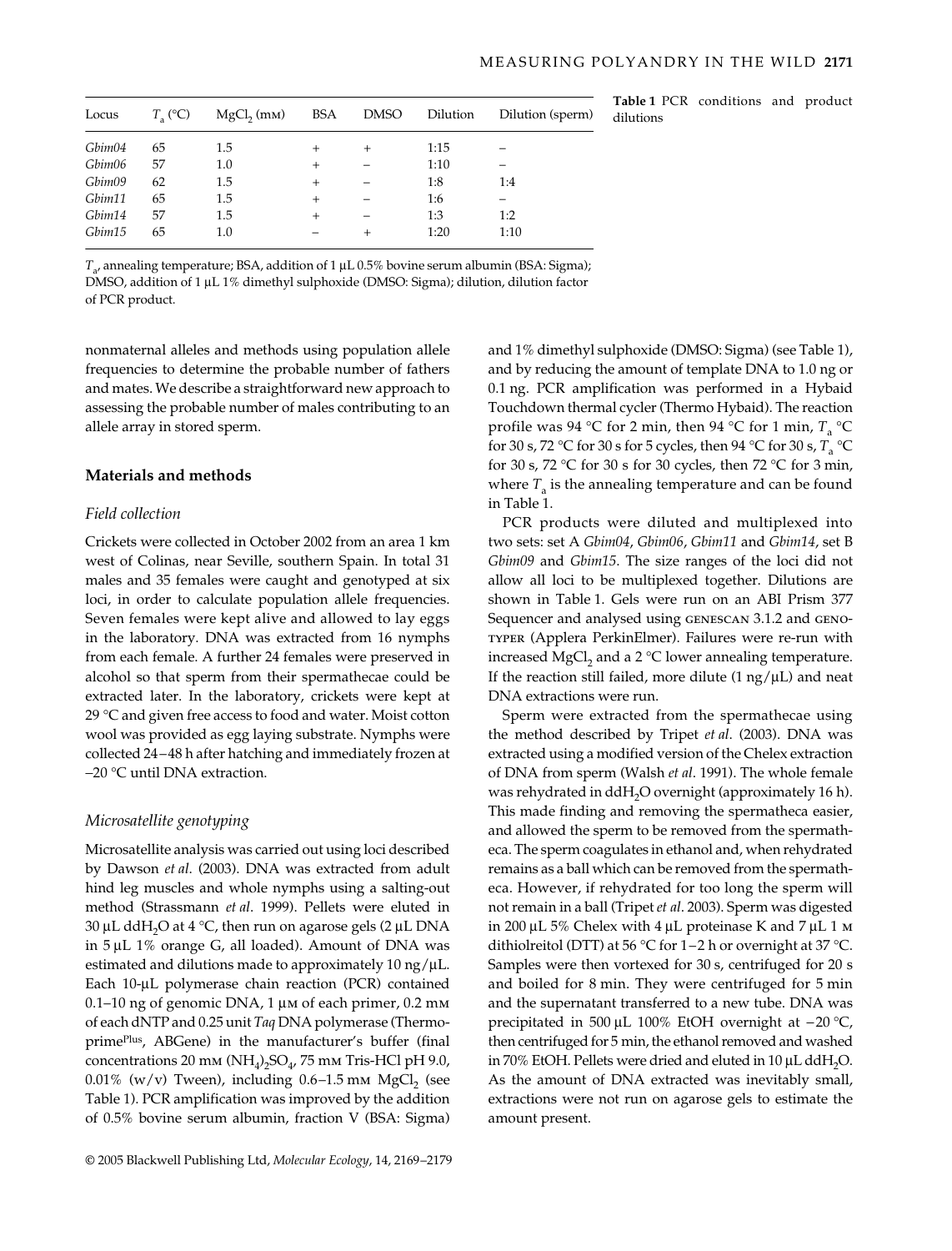| Locus | $T_a$ (°C) | $MgCl_2$ (mM) | BSA | DMSO | Dilution | Dilution (sperm) |
|---|---|---|---|---|---|---|
| *Gbim04* | 65 | 1.5 | + | + | 1:15 | – |
| *Gbim06* | 57 | 1.0 | + | – | 1:10 | – |
| *Gbim09* | 62 | 1.5 | + | – | 1:8 | 1:4 |
| *Gbim11* | 65 | 1.5 | + | – | 1:6 | – |
| *Gbim14* | 57 | 1.5 | + | – | 1:3 | 1:2 |
| *Gbim15* | 65 | 1.0 | – | + | 1:20 | 1:10 |

**Table 1** PCR conditions and product dilutions

$T_a$, annealing temperature; BSA, addition of 1 μL 0.5% bovine serum albumin (BSA: Sigma); DMSO, addition of 1 μL 1% dimethyl sulphoxide (DMSO: Sigma); dilution, dilution factor of PCR product.

nonmaternal alleles and methods using population allele frequencies to determine the probable number of fathers and mates. We describe a straightforward new approach to assessing the probable number of males contributing to an allele array in stored sperm.

## Materials and methods

### Field collection

Crickets were collected in October 2002 from an area 1 km west of Colinas, near Seville, southern Spain. In total 31 males and 35 females were caught and genotyped at six loci, in order to calculate population allele frequencies. Seven females were kept alive and allowed to lay eggs in the laboratory. DNA was extracted from 16 nymphs from each female. A further 24 females were preserved in alcohol so that sperm from their spermathecae could be extracted later. In the laboratory, crickets were kept at 29 °C and given free access to food and water. Moist cotton wool was provided as egg laying substrate. Nymphs were collected 24–48 h after hatching and immediately frozen at −20 °C until DNA extraction.

### Microsatellite genotyping

Microsatellite analysis was carried out using loci described by Dawson *et al*. (2003). DNA was extracted from adult hind leg muscles and whole nymphs using a salting-out method (Strassmann *et al*. 1999). Pellets were eluted in 30 μL $ddH_2O$ at 4 °C, then run on agarose gels (2 μL DNA in 5 μL 1% orange G, all loaded). Amount of DNA was estimated and dilutions made to approximately 10 ng/μL. Each 10-μL polymerase chain reaction (PCR) contained 0.1–10 ng of genomic DNA, 1 μM of each primer, 0.2 mM of each dNTP and 0.25 unit *Taq* DNA polymerase (Thermoprime[Plus], ABGene) in the manufacturer's buffer (final concentrations 20 mM $(NH_4)_2SO_4$, 75 mM Tris-HCl pH 9.0, 0.01% (w/v) Tween), including 0.6–1.5 mM $MgCl_2$ (see Table 1). PCR amplification was improved by the addition of 0.5% bovine serum albumin, fraction V (BSA: Sigma) and 1% dimethyl sulphoxide (DMSO: Sigma) (see Table 1), and by reducing the amount of template DNA to 1.0 ng or 0.1 ng. PCR amplification was performed in a Hybaid Touchdown thermal cycler (Thermo Hybaid). The reaction profile was 94 °C for 2 min, then 94 °C for 1 min, $T_a$ °C for 30 s, 72 °C for 30 s for 5 cycles, then 94 °C for 30 s, $T_a$ °C for 30 s, 72 °C for 30 s for 30 cycles, then 72 °C for 3 min, where $T_a$ is the annealing temperature and can be found in Table 1.

PCR products were diluted and multiplexed into two sets: set A *Gbim04*, *Gbim06*, *Gbim11* and *Gbim14*, set B *Gbim09* and *Gbim15*. The size ranges of the loci did not allow all loci to be multiplexed together. Dilutions are shown in Table 1. Gels were run on an ABI Prism 377 Sequencer and analysed using GENESCAN 3.1.2 and GENOTYPER (Applera PerkinElmer). Failures were re-run with increased $MgCl_2$ and a 2 °C lower annealing temperature. If the reaction still failed, more dilute (1 ng/μL) and neat DNA extractions were run.

Sperm were extracted from the spermathecae using the method described by Tripet *et al*. (2003). DNA was extracted using a modified version of the Chelex extraction of DNA from sperm (Walsh *et al*. 1991). The whole female was rehydrated in $ddH_2O$ overnight (approximately 16 h). This made finding and removing the spermatheca easier, and allowed the sperm to be removed from the spermatheca. The sperm coagulates in ethanol and, when rehydrated remains as a ball which can be removed from the spermatheca. However, if rehydrated for too long the sperm will not remain in a ball (Tripet *et al*. 2003). Sperm was digested in 200 μL 5% Chelex with 4 μL proteinase K and 7 μL 1 M dithiolreitol (DTT) at 56 °C for 1–2 h or overnight at 37 °C. Samples were then vortexed for 30 s, centrifuged for 20 s and boiled for 8 min. They were centrifuged for 5 min and the supernatant transferred to a new tube. DNA was precipitated in 500 μL 100% EtOH overnight at −20 °C, then centrifuged for 5 min, the ethanol removed and washed in 70% EtOH. Pellets were dried and eluted in 10 μL $ddH_2O$. As the amount of DNA extracted was inevitably small, extractions were not run on agarose gels to estimate the amount present.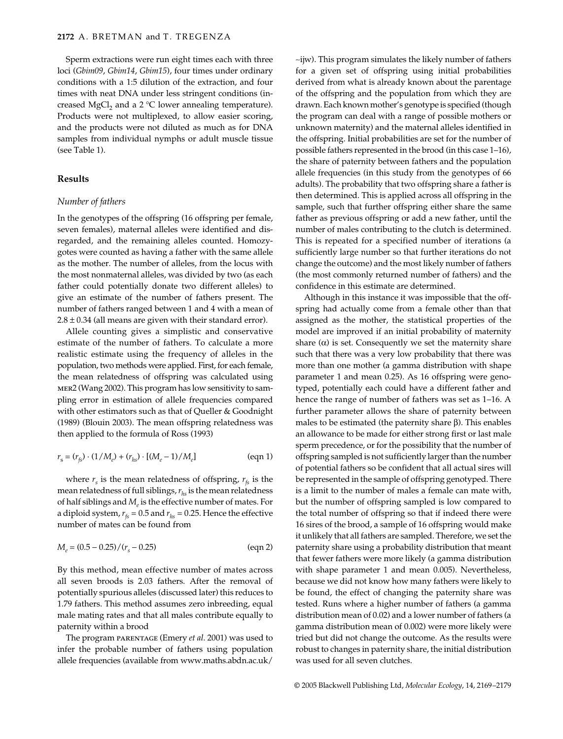Sperm extractions were run eight times each with three loci (*Gbim09*, *Gbim14*, *Gbim15*), four times under ordinary conditions with a 1:5 dilution of the extraction, and four times with neat DNA under less stringent conditions (increased $MgCl_2$ and a 2 °C lower annealing temperature). Products were not multiplexed, to allow easier scoring, and the products were not diluted as much as for DNA samples from individual nymphs or adult muscle tissue (see Table 1).

## Results

### Number of fathers

In the genotypes of the offspring (16 offspring per female, seven females), maternal alleles were identified and disregarded, and the remaining alleles counted. Homozygotes were counted as having a father with the same allele as the mother. The number of alleles, from the locus with the most nonmaternal alleles, was divided by two (as each father could potentially donate two different alleles) to give an estimate of the number of fathers present. The number of fathers ranged between 1 and 4 with a mean of $2.8 \pm 0.34$ (all means are given with their standard error).

Allele counting gives a simplistic and conservative estimate of the number of fathers. To calculate a more realistic estimate using the frequency of alleles in the population, two methods were applied. First, for each female, the mean relatedness of offspring was calculated using MER2 (Wang 2002). This program has low sensitivity to sampling error in estimation of allele frequencies compared with other estimators such as that of Queller & Goodnight (1989) (Blouin 2003). The mean offspring relatedness was then applied to the formula of Ross (1993)

$$r_s = (r_{fs}) \cdot (1/M_e) + (r_{hs}) \cdot [(M_e - 1)/M_e] \qquad \text{(eqn 1)}$$

where $r_s$ is the mean relatedness of offspring, $r_{fs}$ is the mean relatedness of full siblings, $r_{hs}$ is the mean relatedness of half siblings and $M_e$ is the effective number of mates. For a diploid system, $r_{fs} = 0.5$ and $r_{hs} = 0.25$. Hence the effective number of mates can be found from

$$M_e = (0.5 - 0.25)/(r_s - 0.25) \qquad \text{(eqn 2)}$$

By this method, mean effective number of mates across all seven broods is 2.03 fathers. After the removal of potentially spurious alleles (discussed later) this reduces to 1.79 fathers. This method assumes zero inbreeding, equal male mating rates and that all males contribute equally to paternity within a brood

The program PARENTAGE (Emery *et al.* 2001) was used to infer the probable number of fathers using population allele frequencies (available from www.maths.abdn.ac.uk/~ijw). This program simulates the likely number of fathers for a given set of offspring using initial probabilities derived from what is already known about the parentage of the offspring and the population from which they are drawn. Each known mother's genotype is specified (though the program can deal with a range of possible mothers or unknown maternity) and the maternal alleles identified in the offspring. Initial probabilities are set for the number of possible fathers represented in the brood (in this case 1–16), the share of paternity between fathers and the population allele frequencies (in this study from the genotypes of 66 adults). The probability that two offspring share a father is then determined. This is applied across all offspring in the sample, such that further offspring either share the same father as previous offspring or add a new father, until the number of males contributing to the clutch is determined. This is repeated for a specified number of iterations (a sufficiently large number so that further iterations do not change the outcome) and the most likely number of fathers (the most commonly returned number of fathers) and the confidence in this estimate are determined.

Although in this instance it was impossible that the offspring had actually come from a female other than that assigned as the mother, the statistical properties of the model are improved if an initial probability of maternity share ($\alpha$) is set. Consequently we set the maternity share such that there was a very low probability that there was more than one mother (a gamma distribution with shape parameter 1 and mean 0.25). As 16 offspring were genotyped, potentially each could have a different father and hence the range of number of fathers was set as 1–16. A further parameter allows the share of paternity between males to be estimated (the paternity share $\beta$). This enables an allowance to be made for either strong first or last male sperm precedence, or for the possibility that the number of offspring sampled is not sufficiently larger than the number of potential fathers so be confident that all actual sires will be represented in the sample of offspring genotyped. There is a limit to the number of males a female can mate with, but the number of offspring sampled is low compared to the total number of offspring so that if indeed there were 16 sires of the brood, a sample of 16 offspring would make it unlikely that all fathers are sampled. Therefore, we set the paternity share using a probability distribution that meant that fewer fathers were more likely (a gamma distribution with shape parameter 1 and mean 0.005). Nevertheless, because we did not know how many fathers were likely to be found, the effect of changing the paternity share was tested. Runs where a higher number of fathers (a gamma distribution mean of 0.02) and a lower number of fathers (a gamma distribution mean of 0.002) were more likely were tried but did not change the outcome. As the results were robust to changes in paternity share, the initial distribution was used for all seven clutches.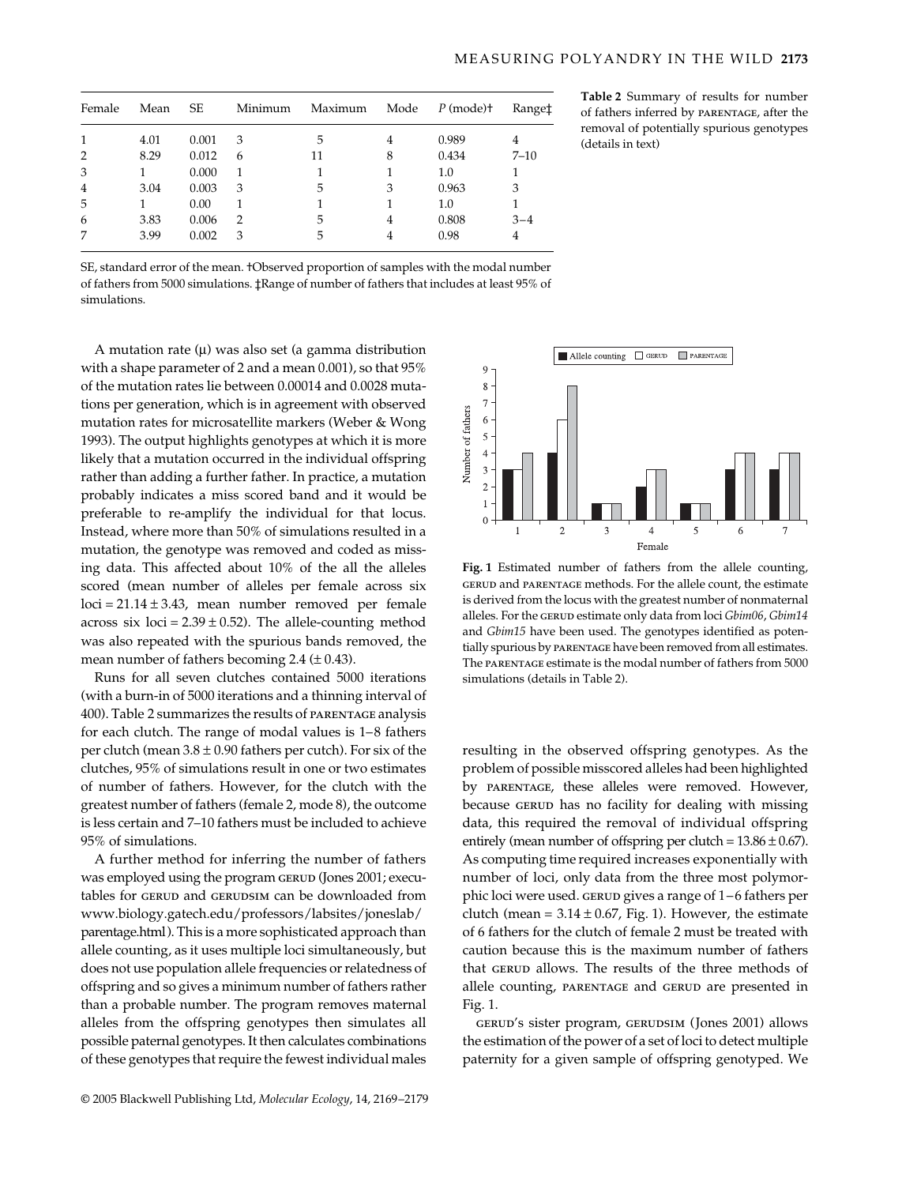| Female | Mean | SE | Minimum | Maximum | Mode | *P* (mode)† | Range‡ |
|---|---|---|---|---|---|---|---|
| 1 | 4.01 | 0.001 | 3 | 5 | 4 | 0.989 | 4 |
| 2 | 8.29 | 0.012 | 6 | 11 | 8 | 0.434 | 7–10 |
| 3 | 1 | 0.000 | 1 | 1 | 1 | 1.0 | 1 |
| 4 | 3.04 | 0.003 | 3 | 5 | 3 | 0.963 | 3 |
| 5 | 1 | 0.00 | 1 | 1 | 1 | 1.0 | 1 |
| 6 | 3.83 | 0.006 | 2 | 5 | 4 | 0.808 | 3–4 |
| 7 | 3.99 | 0.002 | 3 | 5 | 4 | 0.98 | 4 |

SE, standard error of the mean. †Observed proportion of samples with the modal number of fathers from 5000 simulations. ‡Range of number of fathers that includes at least 95% of simulations.

**Table 2** Summary of results for number of fathers inferred by PARENTAGE, after the removal of potentially spurious genotypes (details in text)

A mutation rate (μ) was also set (a gamma distribution with a shape parameter of 2 and a mean 0.001), so that 95% of the mutation rates lie between 0.00014 and 0.0028 mutations per generation, which is in agreement with observed mutation rates for microsatellite markers (Weber & Wong 1993). The output highlights genotypes at which it is more likely that a mutation occurred in the individual offspring rather than adding a further father. In practice, a mutation probably indicates a miss scored band and it would be preferable to re-amplify the individual for that locus. Instead, where more than 50% of simulations resulted in a mutation, the genotype was removed and coded as missing data. This affected about 10% of the all the alleles scored (mean number of alleles per female across six loci = 21.14 ± 3.43, mean number removed per female across six loci = 2.39 ± 0.52). The allele-counting method was also repeated with the spurious bands removed, the mean number of fathers becoming 2.4 (± 0.43).

Runs for all seven clutches contained 5000 iterations (with a burn-in of 5000 iterations and a thinning interval of 400). Table 2 summarizes the results of PARENTAGE analysis for each clutch. The range of modal values is 1–8 fathers per clutch (mean 3.8 ± 0.90 fathers per cutch). For six of the clutches, 95% of simulations result in one or two estimates of number of fathers. However, for the clutch with the greatest number of fathers (female 2, mode 8), the outcome is less certain and 7–10 fathers must be included to achieve 95% of simulations.

A further method for inferring the number of fathers was employed using the program GERUD (Jones 2001; executables for GERUD and GERUDSIM can be downloaded from www.biology.gatech.edu/professors/labsites/joneslab/parentage.html). This is a more sophisticated approach than allele counting, as it uses multiple loci simultaneously, but does not use population allele frequencies or relatedness of offspring and so gives a minimum number of fathers rather than a probable number. The program removes maternal alleles from the offspring genotypes then simulates all possible paternal genotypes. It then calculates combinations of these genotypes that require the fewest individual males resulting in the observed offspring genotypes. As the problem of possible misscored alleles had been highlighted by PARENTAGE, these alleles were removed. However, because GERUD has no facility for dealing with missing data, this required the removal of individual offspring entirely (mean number of offspring per clutch = 13.86 ± 0.67). As computing time required increases exponentially with number of loci, only data from the three most polymorphic loci were used. GERUD gives a range of 1–6 fathers per clutch (mean = 3.14 ± 0.67, Fig. 1). However, the estimate of 6 fathers for the clutch of female 2 must be treated with caution because this is the maximum number of fathers that GERUD allows. The results of the three methods of allele counting, PARENTAGE and GERUD are presented in Fig. 1.

**Fig. 1** Estimated number of fathers from the allele counting, GERUD and PARENTAGE methods. For the allele count, the estimate is derived from the locus with the greatest number of nonmaternal alleles. For the GERUD estimate only data from loci *Gbim06*, *Gbim14* and *Gbim15* have been used. The genotypes identified as potentially spurious by PARENTAGE have been removed from all estimates. The PARENTAGE estimate is the modal number of fathers from 5000 simulations (details in Table 2).

GERUD's sister program, GERUDSIM (Jones 2001) allows the estimation of the power of a set of loci to detect multiple paternity for a given sample of offspring genotyped. We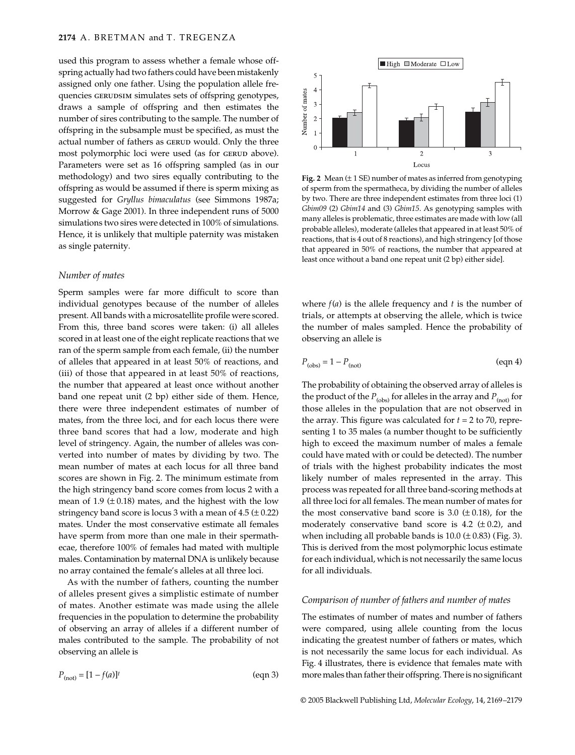used this program to assess whether a female whose offspring actually had two fathers could have been mistakenly assigned only one father. Using the population allele frequencies GERUDSIM simulates sets of offspring genotypes, draws a sample of offspring and then estimates the number of sires contributing to the sample. The number of offspring in the subsample must be specified, as must the actual number of fathers as GERUD would. Only the three most polymorphic loci were used (as for GERUD above). Parameters were set as 16 offspring sampled (as in our methodology) and two sires equally contributing to the offspring as would be assumed if there is sperm mixing as suggested for *Gryllus bimaculatus* (see Simmons 1987a; Morrow & Gage 2001). In three independent runs of 5000 simulations two sires were detected in 100% of simulations. Hence, it is unlikely that multiple paternity was mistaken as single paternity.

### Number of mates

Sperm samples were far more difficult to score than individual genotypes because of the number of alleles present. All bands with a microsatellite profile were scored. From this, three band scores were taken: (i) all alleles scored in at least one of the eight replicate reactions that we ran of the sperm sample from each female, (ii) the number of alleles that appeared in at least 50% of reactions, and (iii) of those that appeared in at least 50% of reactions, the number that appeared at least once without another band one repeat unit (2 bp) either side of them. Hence, there were three independent estimates of number of mates, from the three loci, and for each locus there were three band scores that had a low, moderate and high level of stringency. Again, the number of alleles was converted into number of mates by dividing by two. The mean number of mates at each locus for all three band scores are shown in Fig. 2. The minimum estimate from the high stringency band score comes from locus 2 with a mean of 1.9 (± 0.18) mates, and the highest with the low stringency band score is locus 3 with a mean of 4.5 (± 0.22) mates. Under the most conservative estimate all females have sperm from more than one male in their spermathecae, therefore 100% of females had mated with multiple males. Contamination by maternal DNA is unlikely because no array contained the female's alleles at all three loci.

As with the number of fathers, counting the number of alleles present gives a simplistic estimate of number of mates. Another estimate was made using the allele frequencies in the population to determine the probability of observing an array of alleles if a different number of males contributed to the sample. The probability of not observing an allele is

$$P_{(\text{not})} = [1 - f(a)]^t \quad \text{(eqn 3)}$$

**Fig. 2** Mean (± 1 SE) number of mates as inferred from genotyping of sperm from the spermatheca, by dividing the number of alleles by two. There are three independent estimates from three loci (1) *Gbim09* (2) *Gbim14* and (3) *Gbim15*. As genotyping samples with many alleles is problematic, three estimates are made with low (all probable alleles), moderate (alleles that appeared in at least 50% of reactions, that is 4 out of 8 reactions), and high stringency [of those that appeared in 50% of reactions, the number that appeared at least once without a band one repeat unit (2 bp) either side].

where $f(a)$ is the allele frequency and $t$ is the number of trials, or attempts at observing the allele, which is twice the number of males sampled. Hence the probability of observing an allele is

$$P_{(\text{obs})} = 1 - P_{(\text{not})} \quad \text{(eqn 4)}$$

The probability of obtaining the observed array of alleles is the product of the $P_{(\text{obs})}$ for alleles in the array and $P_{(\text{not})}$ for those alleles in the population that are not observed in the array. This figure was calculated for $t = 2$ to 70, representing 1 to 35 males (a number thought to be sufficiently high to exceed the maximum number of males a female could have mated with or could be detected). The number of trials with the highest probability indicates the most likely number of males represented in the array. This process was repeated for all three band-scoring methods at all three loci for all females. The mean number of mates for the most conservative band score is 3.0 (± 0.18), for the moderately conservative band score is 4.2 (± 0.2), and when including all probable bands is 10.0 (± 0.83) (Fig. 3). This is derived from the most polymorphic locus estimate for each individual, which is not necessarily the same locus for all individuals.

### Comparison of number of fathers and number of mates

The estimates of number of mates and number of fathers were compared, using allele counting from the locus indicating the greatest number of fathers or mates, which is not necessarily the same locus for each individual. As Fig. 4 illustrates, there is evidence that females mate with more males than father their offspring. There is no significant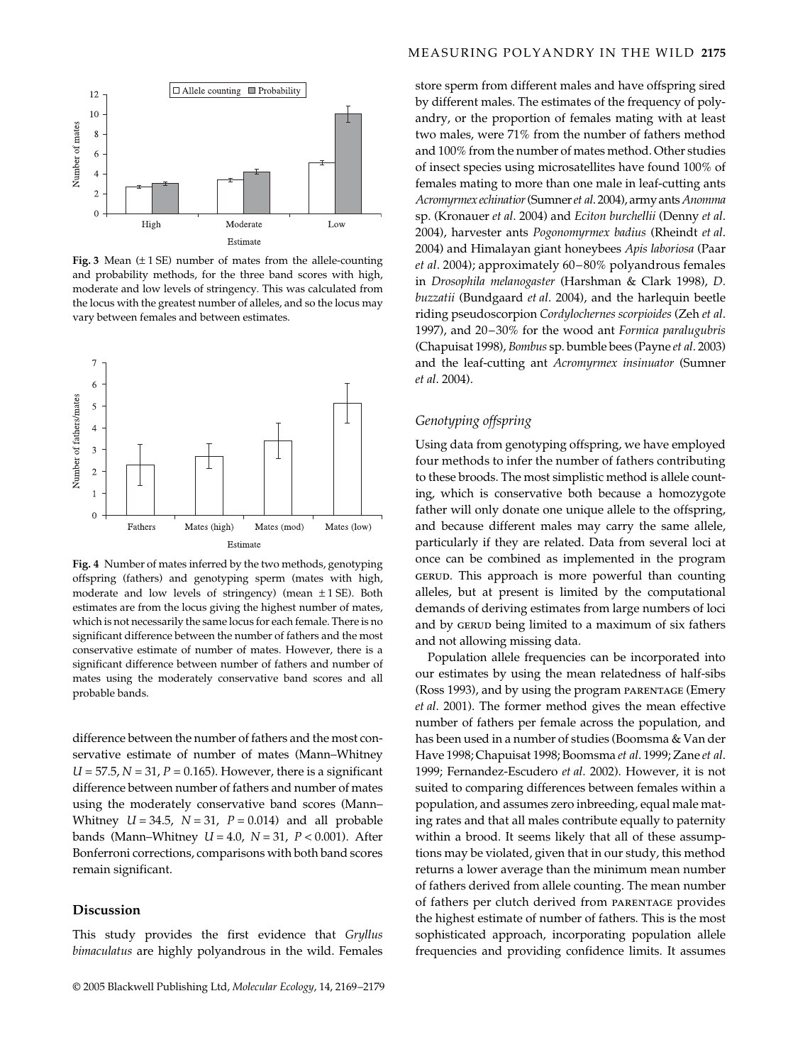**Fig. 3** Mean (± 1 SE) number of mates from the allele-counting and probability methods, for the three band scores with high, moderate and low levels of stringency. This was calculated from the locus with the greatest number of alleles, and so the locus may vary between females and between estimates.

**Fig. 4** Number of mates inferred by the two methods, genotyping offspring (fathers) and genotyping sperm (mates with high, moderate and low levels of stringency) (mean ± 1 SE). Both estimates are from the locus giving the highest number of mates, which is not necessarily the same locus for each female. There is no significant difference between the number of fathers and the most conservative estimate of number of mates. However, there is a significant difference between number of fathers and number of mates using the moderately conservative band scores and all probable bands.

difference between the number of fathers and the most conservative estimate of number of mates (Mann–Whitney $U = 57.5$, $N = 31$, $P = 0.165$). However, there is a significant difference between number of fathers and number of mates using the moderately conservative band scores (Mann–Whitney $U = 34.5$, $N = 31$, $P = 0.014$) and all probable bands (Mann–Whitney $U = 4.0$, $N = 31$, $P < 0.001$). After Bonferroni corrections, comparisons with both band scores remain significant.

## Discussion

This study provides the first evidence that *Gryllus bimaculatus* are highly polyandrous in the wild. Females store sperm from different males and have offspring sired by different males. The estimates of the frequency of polyandry, or the proportion of females mating with at least two males, were 71% from the number of fathers method and 100% from the number of mates method. Other studies of insect species using microsatellites have found 100% of females mating to more than one male in leaf-cutting ants *Acromyrmex echinatior* (Sumner *et al*. 2004), army ants *Anomma* sp. (Kronauer *et al*. 2004) and *Eciton burchellii* (Denny *et al*. 2004), harvester ants *Pogonomyrmex badius* (Rheindt *et al*. 2004) and Himalayan giant honeybees *Apis laboriosa* (Paar *et al*. 2004); approximately 60–80% polyandrous females in *Drosophila melanogaster* (Harshman & Clark 1998), *D. buzzatii* (Bundgaard *et al*. 2004), and the harlequin beetle riding pseudoscorpion *Cordylochernes scorpioides* (Zeh *et al*. 1997), and 20–30% for the wood ant *Formica paralugubris* (Chapuisat 1998), *Bombus* sp. bumble bees (Payne *et al*. 2003) and the leaf-cutting ant *Acromyrmex insinuator* (Sumner *et al*. 2004).

### Genotyping offspring

Using data from genotyping offspring, we have employed four methods to infer the number of fathers contributing to these broods. The most simplistic method is allele counting, which is conservative both because a homozygote father will only donate one unique allele to the offspring, and because different males may carry the same allele, particularly if they are related. Data from several loci at once can be combined as implemented in the program GERUD. This approach is more powerful than counting alleles, but at present is limited by the computational demands of deriving estimates from large numbers of loci and by GERUD being limited to a maximum of six fathers and not allowing missing data.

Population allele frequencies can be incorporated into our estimates by using the mean relatedness of half-sibs (Ross 1993), and by using the program PARENTAGE (Emery *et al*. 2001). The former method gives the mean effective number of fathers per female across the population, and has been used in a number of studies (Boomsma & Van der Have 1998; Chapuisat 1998; Boomsma *et al*. 1999; Zane *et al*. 1999; Fernandez-Escudero *et al*. 2002). However, it is not suited to comparing differences between females within a population, and assumes zero inbreeding, equal male mating rates and that all males contribute equally to paternity within a brood. It seems likely that all of these assumptions may be violated, given that in our study, this method returns a lower average than the minimum mean number of fathers derived from allele counting. The mean number of fathers per clutch derived from PARENTAGE provides the highest estimate of number of fathers. This is the most sophisticated approach, incorporating population allele frequencies and providing confidence limits. It assumes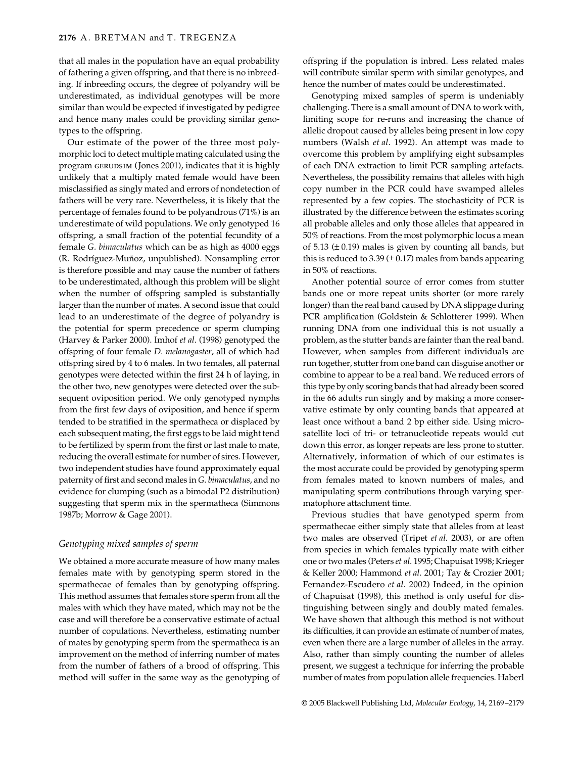that all males in the population have an equal probability of fathering a given offspring, and that there is no inbreeding. If inbreeding occurs, the degree of polyandry will be underestimated, as individual genotypes will be more similar than would be expected if investigated by pedigree and hence many males could be providing similar genotypes to the offspring.

Our estimate of the power of the three most polymorphic loci to detect multiple mating calculated using the program GERUDSIM (Jones 2001), indicates that it is highly unlikely that a multiply mated female would have been misclassified as singly mated and errors of nondetection of fathers will be very rare. Nevertheless, it is likely that the percentage of females found to be polyandrous (71%) is an underestimate of wild populations. We only genotyped 16 offspring, a small fraction of the potential fecundity of a female *G. bimaculatus* which can be as high as 4000 eggs (R. Rodríguez-Muñoz, unpublished). Nonsampling error is therefore possible and may cause the number of fathers to be underestimated, although this problem will be slight when the number of offspring sampled is substantially larger than the number of mates. A second issue that could lead to an underestimate of the degree of polyandry is the potential for sperm precedence or sperm clumping (Harvey & Parker 2000). Imhof *et al*. (1998) genotyped the offspring of four female *D. melanogaster*, all of which had offspring sired by 4 to 6 males. In two females, all paternal genotypes were detected within the first 24 h of laying, in the other two, new genotypes were detected over the subsequent oviposition period. We only genotyped nymphs from the first few days of oviposition, and hence if sperm tended to be stratified in the spermatheca or displaced by each subsequent mating, the first eggs to be laid might tend to be fertilized by sperm from the first or last male to mate, reducing the overall estimate for number of sires. However, two independent studies have found approximately equal paternity of first and second males in *G. bimaculatus*, and no evidence for clumping (such as a bimodal P2 distribution) suggesting that sperm mix in the spermatheca (Simmons 1987b; Morrow & Gage 2001).

### *Genotyping mixed samples of sperm*

We obtained a more accurate measure of how many males females mate with by genotyping sperm stored in the spermathecae of females than by genotyping offspring. This method assumes that females store sperm from all the males with which they have mated, which may not be the case and will therefore be a conservative estimate of actual number of copulations. Nevertheless, estimating number of mates by genotyping sperm from the spermatheca is an improvement on the method of inferring number of mates from the number of fathers of a brood of offspring. This method will suffer in the same way as the genotyping of offspring if the population is inbred. Less related males will contribute similar sperm with similar genotypes, and hence the number of mates could be underestimated.

Genotyping mixed samples of sperm is undeniably challenging. There is a small amount of DNA to work with, limiting scope for re-runs and increasing the chance of allelic dropout caused by alleles being present in low copy numbers (Walsh *et al*. 1992). An attempt was made to overcome this problem by amplifying eight subsamples of each DNA extraction to limit PCR sampling artefacts. Nevertheless, the possibility remains that alleles with high copy number in the PCR could have swamped alleles represented by a few copies. The stochasticity of PCR is illustrated by the difference between the estimates scoring all probable alleles and only those alleles that appeared in 50% of reactions. From the most polymorphic locus a mean of 5.13 (± 0.19) males is given by counting all bands, but this is reduced to 3.39 (± 0.17) males from bands appearing in 50% of reactions.

Another potential source of error comes from stutter bands one or more repeat units shorter (or more rarely longer) than the real band caused by DNA slippage during PCR amplification (Goldstein & Schlotterer 1999). When running DNA from one individual this is not usually a problem, as the stutter bands are fainter than the real band. However, when samples from different individuals are run together, stutter from one band can disguise another or combine to appear to be a real band. We reduced errors of this type by only scoring bands that had already been scored in the 66 adults run singly and by making a more conservative estimate by only counting bands that appeared at least once without a band 2 bp either side. Using microsatellite loci of tri- or tetranucleotide repeats would cut down this error, as longer repeats are less prone to stutter. Alternatively, information of which of our estimates is the most accurate could be provided by genotyping sperm from females mated to known numbers of males, and manipulating sperm contributions through varying spermatophore attachment time.

Previous studies that have genotyped sperm from spermathecae either simply state that alleles from at least two males are observed (Tripet *et al*. 2003), or are often from species in which females typically mate with either one or two males (Peters *et al*. 1995; Chapuisat 1998; Krieger & Keller 2000; Hammond *et al*. 2001; Tay & Crozier 2001; Fernandez-Escudero *et al*. 2002) Indeed, in the opinion of Chapuisat (1998), this method is only useful for distinguishing between singly and doubly mated females. We have shown that although this method is not without its difficulties, it can provide an estimate of number of mates, even when there are a large number of alleles in the array. Also, rather than simply counting the number of alleles present, we suggest a technique for inferring the probable number of mates from population allele frequencies. Haberl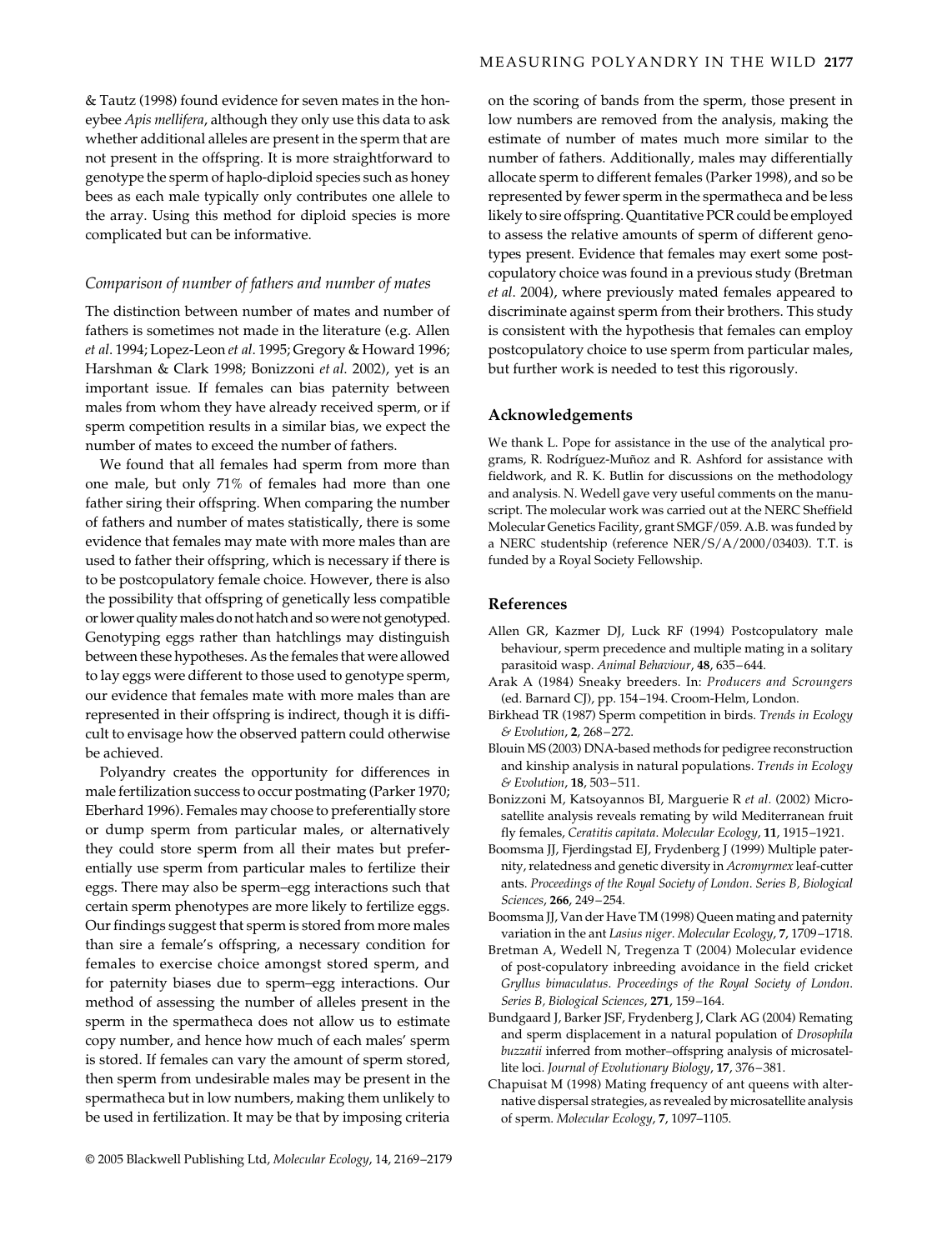& Tautz (1998) found evidence for seven mates in the honeybee *Apis mellifera*, although they only use this data to ask whether additional alleles are present in the sperm that are not present in the offspring. It is more straightforward to genotype the sperm of haplo-diploid species such as honey bees as each male typically only contributes one allele to the array. Using this method for diploid species is more complicated but can be informative.

### *Comparison of number of fathers and number of mates*

The distinction between number of mates and number of fathers is sometimes not made in the literature (e.g. Allen *et al*. 1994; Lopez-Leon *et al*. 1995; Gregory & Howard 1996; Harshman & Clark 1998; Bonizzoni *et al*. 2002), yet is an important issue. If females can bias paternity between males from whom they have already received sperm, or if sperm competition results in a similar bias, we expect the number of mates to exceed the number of fathers.

We found that all females had sperm from more than one male, but only 71% of females had more than one father siring their offspring. When comparing the number of fathers and number of mates statistically, there is some evidence that females may mate with more males than are used to father their offspring, which is necessary if there is to be postcopulatory female choice. However, there is also the possibility that offspring of genetically less compatible or lower quality males do not hatch and so were not genotyped. Genotyping eggs rather than hatchlings may distinguish between these hypotheses. As the females that were allowed to lay eggs were different to those used to genotype sperm, our evidence that females mate with more males than are represented in their offspring is indirect, though it is difficult to envisage how the observed pattern could otherwise be achieved.

Polyandry creates the opportunity for differences in male fertilization success to occur postmating (Parker 1970; Eberhard 1996). Females may choose to preferentially store or dump sperm from particular males, or alternatively they could store sperm from all their mates but preferentially use sperm from particular males to fertilize their eggs. There may also be sperm–egg interactions such that certain sperm phenotypes are more likely to fertilize eggs. Our findings suggest that sperm is stored from more males than sire a female's offspring, a necessary condition for females to exercise choice amongst stored sperm, and for paternity biases due to sperm–egg interactions. Our method of assessing the number of alleles present in the sperm in the spermatheca does not allow us to estimate copy number, and hence how much of each males' sperm is stored. If females can vary the amount of sperm stored, then sperm from undesirable males may be present in the spermatheca but in low numbers, making them unlikely to be used in fertilization. It may be that by imposing criteria on the scoring of bands from the sperm, those present in low numbers are removed from the analysis, making the estimate of number of mates much more similar to the number of fathers. Additionally, males may differentially allocate sperm to different females (Parker 1998), and so be represented by fewer sperm in the spermatheca and be less likely to sire offspring. Quantitative PCR could be employed to assess the relative amounts of sperm of different genotypes present. Evidence that females may exert some postcopulatory choice was found in a previous study (Bretman *et al*. 2004), where previously mated females appeared to discriminate against sperm from their brothers. This study is consistent with the hypothesis that females can employ postcopulatory choice to use sperm from particular males, but further work is needed to test this rigorously.

## Acknowledgements

We thank L. Pope for assistance in the use of the analytical programs, R. Rodríguez-Muñoz and R. Ashford for assistance with fieldwork, and R. K. Butlin for discussions on the methodology and analysis. N. Wedell gave very useful comments on the manuscript. The molecular work was carried out at the NERC Sheffield Molecular Genetics Facility, grant SMGF/059. A.B. was funded by a NERC studentship (reference NER/S/A/2000/03403). T.T. is funded by a Royal Society Fellowship.

## References

Allen GR, Kazmer DJ, Luck RF (1994) Postcopulatory male behaviour, sperm precedence and multiple mating in a solitary parasitoid wasp. *Animal Behaviour*, **48**, 635–644.

Arak A (1984) Sneaky breeders. In: *Producers and Scroungers* (ed. Barnard CJ), pp. 154–194. Croom-Helm, London.

Birkhead TR (1987) Sperm competition in birds. *Trends in Ecology & Evolution*, **2**, 268–272.

Blouin MS (2003) DNA-based methods for pedigree reconstruction and kinship analysis in natural populations. *Trends in Ecology & Evolution*, **18**, 503–511.

Bonizzoni M, Katsoyannos BI, Marguerie R *et al.* (2002) Microsatellite analysis reveals remating by wild Mediterranean fruit fly females, *Ceratitis capitata*. *Molecular Ecology*, **11**, 1915–1921.

Boomsma JJ, Fjerdingstad EJ, Frydenberg J (1999) Multiple paternity, relatedness and genetic diversity in *Acromyrmex* leaf-cutter ants. *Proceedings of the Royal Society of London. Series B, Biological Sciences*, **266**, 249–254.

Boomsma JJ, Van der Have TM (1998) Queen mating and paternity variation in the ant *Lasius niger*. *Molecular Ecology*, **7**, 1709–1718.

Bretman A, Wedell N, Tregenza T (2004) Molecular evidence of post-copulatory inbreeding avoidance in the field cricket *Gryllus bimaculatus*. *Proceedings of the Royal Society of London. Series B, Biological Sciences*, **271**, 159–164.

Bundgaard J, Barker JSF, Frydenberg J, Clark AG (2004) Remating and sperm displacement in a natural population of *Drosophila buzzatii* inferred from mother–offspring analysis of microsatellite loci. *Journal of Evolutionary Biology*, **17**, 376–381.

Chapuisat M (1998) Mating frequency of ant queens with alternative dispersal strategies, as revealed by microsatellite analysis of sperm. *Molecular Ecology*, **7**, 1097–1105.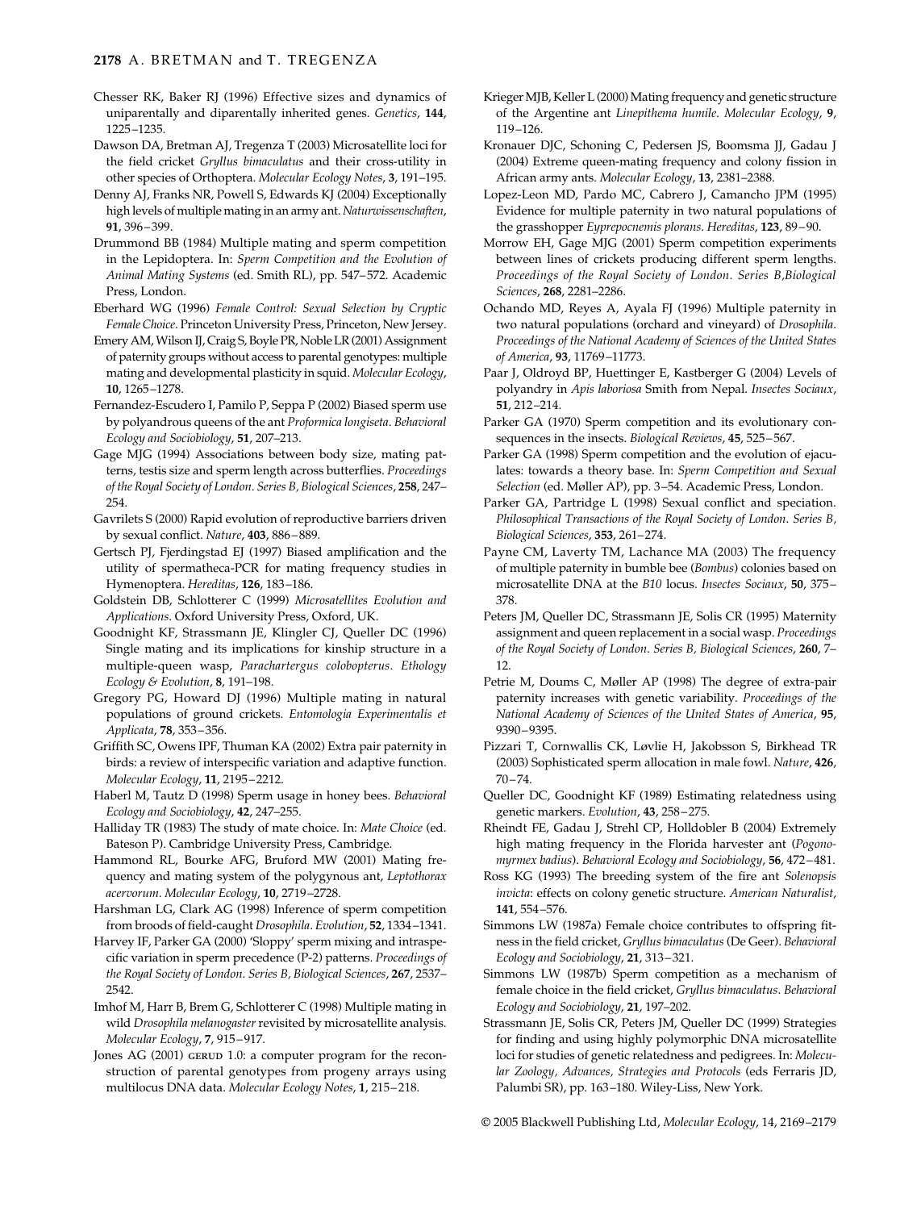Chesser RK, Baker RJ (1996) Effective sizes and dynamics of uniparentally and diparentally inherited genes. *Genetics*, **144**, 1225–1235.

Dawson DA, Bretman AJ, Tregenza T (2003) Microsatellite loci for the field cricket *Gryllus bimaculatus* and their cross-utility in other species of Orthoptera. *Molecular Ecology Notes*, **3**, 191–195.

Denny AJ, Franks NR, Powell S, Edwards KJ (2004) Exceptionally high levels of multiple mating in an army ant. *Naturwissenschaften*, **91**, 396–399.

Drummond BB (1984) Multiple mating and sperm competition in the Lepidoptera. In: *Sperm Competition and the Evolution of Animal Mating Systems* (ed. Smith RL), pp. 547–572. Academic Press, London.

Eberhard WG (1996) *Female Control: Sexual Selection by Cryptic Female Choice*. Princeton University Press, Princeton, New Jersey.

Emery AM, Wilson IJ, Craig S, Boyle PR, Noble LR (2001) Assignment of paternity groups without access to parental genotypes: multiple mating and developmental plasticity in squid. *Molecular Ecology*, **10**, 1265–1278.

Fernandez-Escudero I, Pamilo P, Seppa P (2002) Biased sperm use by polyandrous queens of the ant *Proformica longiseta*. *Behavioral Ecology and Sociobiology*, **51**, 207–213.

Gage MJG (1994) Associations between body size, mating patterns, testis size and sperm length across butterflies. *Proceedings of the Royal Society of London. Series B, Biological Sciences*, **258**, 247–254.

Gavrilets S (2000) Rapid evolution of reproductive barriers driven by sexual conflict. *Nature*, **403**, 886–889.

Gertsch PJ, Fjerdingstad EJ (1997) Biased amplification and the utility of spermatheca-PCR for mating frequency studies in Hymenoptera. *Hereditas*, **126**, 183–186.

Goldstein DB, Schlotterer C (1999) *Microsatellites Evolution and Applications*. Oxford University Press, Oxford, UK.

Goodnight KF, Strassmann JE, Klingler CJ, Queller DC (1996) Single mating and its implications for kinship structure in a multiple-queen wasp, *Parachartergus colobopterus*. *Ethology Ecology & Evolution*, **8**, 191–198.

Gregory PG, Howard DJ (1996) Multiple mating in natural populations of ground crickets. *Entomologia Experimentalis et Applicata*, **78**, 353–356.

Griffith SC, Owens IPF, Thuman KA (2002) Extra pair paternity in birds: a review of interspecific variation and adaptive function. *Molecular Ecology*, **11**, 2195–2212.

Haberl M, Tautz D (1998) Sperm usage in honey bees. *Behavioral Ecology and Sociobiology*, **42**, 247–255.

Halliday TR (1983) The study of mate choice. In: *Mate Choice* (ed. Bateson P). Cambridge University Press, Cambridge.

Hammond RL, Bourke AFG, Bruford MW (2001) Mating frequency and mating system of the polygynous ant, *Leptothorax acervorum*. *Molecular Ecology*, **10**, 2719–2728.

Harshman LG, Clark AG (1998) Inference of sperm competition from broods of field-caught *Drosophila*. *Evolution*, **52**, 1334–1341.

Harvey IF, Parker GA (2000) 'Sloppy' sperm mixing and intraspecific variation in sperm precedence (P-2) patterns. *Proceedings of the Royal Society of London. Series B, Biological Sciences*, **267**, 2537–2542.

Imhof M, Harr B, Brem G, Schlotterer C (1998) Multiple mating in wild *Drosophila melanogaster* revisited by microsatellite analysis. *Molecular Ecology*, **7**, 915–917.

Jones AG (2001) GERUD 1.0: a computer program for the reconstruction of parental genotypes from progeny arrays using multilocus DNA data. *Molecular Ecology Notes*, **1**, 215–218.

Krieger MJB, Keller L (2000) Mating frequency and genetic structure of the Argentine ant *Linepithema humile*. *Molecular Ecology*, **9**, 119–126.

Kronauer DJC, Schoning C, Pedersen JS, Boomsma JJ, Gadau J (2004) Extreme queen-mating frequency and colony fission in African army ants. *Molecular Ecology*, **13**, 2381–2388.

Lopez-Leon MD, Pardo MC, Cabrero J, Camancho JPM (1995) Evidence for multiple paternity in two natural populations of the grasshopper *Eyprepocnemis plorans*. *Hereditas*, **123**, 89–90.

Morrow EH, Gage MJG (2001) Sperm competition experiments between lines of crickets producing different sperm lengths. *Proceedings of the Royal Society of London. Series B, Biological Sciences*, **268**, 2281–2286.

Ochando MD, Reyes A, Ayala FJ (1996) Multiple paternity in two natural populations (orchard and vineyard) of *Drosophila*. *Proceedings of the National Academy of Sciences of the United States of America*, **93**, 11769–11773.

Paar J, Oldroyd BP, Huettinger E, Kastberger G (2004) Levels of polyandry in *Apis laboriosa* Smith from Nepal. *Insectes Sociaux*, **51**, 212–214.

Parker GA (1970) Sperm competition and its evolutionary consequences in the insects. *Biological Reviews*, **45**, 525–567.

Parker GA (1998) Sperm competition and the evolution of ejaculates: towards a theory base. In: *Sperm Competition and Sexual Selection* (ed. Møller AP), pp. 3–54. Academic Press, London.

Parker GA, Partridge L (1998) Sexual conflict and speciation. *Philosophical Transactions of the Royal Society of London. Series B, Biological Sciences*, **353**, 261–274.

Payne CM, Laverty TM, Lachance MA (2003) The frequency of multiple paternity in bumble bee (*Bombus*) colonies based on microsatellite DNA at the *B10* locus. *Insectes Sociaux*, **50**, 375–378.

Peters JM, Queller DC, Strassmann JE, Solis CR (1995) Maternity assignment and queen replacement in a social wasp. *Proceedings of the Royal Society of London. Series B, Biological Sciences*, **260**, 7–12.

Petrie M, Doums C, Møller AP (1998) The degree of extra-pair paternity increases with genetic variability. *Proceedings of the National Academy of Sciences of the United States of America*, **95**, 9390–9395.

Pizzari T, Cornwallis CK, Løvlie H, Jakobsson S, Birkhead TR (2003) Sophisticated sperm allocation in male fowl. *Nature*, **426**, 70–74.

Queller DC, Goodnight KF (1989) Estimating relatedness using genetic markers. *Evolution*, **43**, 258–275.

Rheindt FE, Gadau J, Strehl CP, Holldobler B (2004) Extremely high mating frequency in the Florida harvester ant (*Pogonomyrmex badius*). *Behavioral Ecology and Sociobiology*, **56**, 472–481.

Ross KG (1993) The breeding system of the fire ant *Solenopsis invicta*: effects on colony genetic structure. *American Naturalist*, **141**, 554–576.

Simmons LW (1987a) Female choice contributes to offspring fitness in the field cricket, *Gryllus bimaculatus* (De Geer). *Behavioral Ecology and Sociobiology*, **21**, 313–321.

Simmons LW (1987b) Sperm competition as a mechanism of female choice in the field cricket, *Gryllus bimaculatus*. *Behavioral Ecology and Sociobiology*, **21**, 197–202.

Strassmann JE, Solis CR, Peters JM, Queller DC (1999) Strategies for finding and using highly polymorphic DNA microsatellite loci for studies of genetic relatedness and pedigrees. In: *Molecular Zoology, Advances, Strategies and Protocols* (eds Ferraris JD, Palumbi SR), pp. 163–180. Wiley-Liss, New York.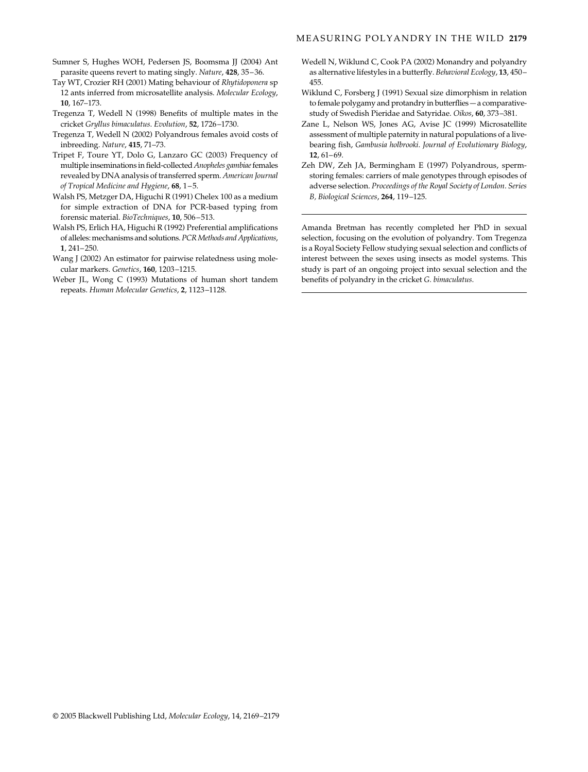Sumner S, Hughes WOH, Pedersen JS, Boomsma JJ (2004) Ant parasite queens revert to mating singly. *Nature*, **428**, 35–36.

Tay WT, Crozier RH (2001) Mating behaviour of *Rhytidoponera* sp 12 ants inferred from microsatellite analysis. *Molecular Ecology*, **10**, 167–173.

Tregenza T, Wedell N (1998) Benefits of multiple mates in the cricket *Gryllus bimaculatus*. *Evolution*, **52**, 1726–1730.

Tregenza T, Wedell N (2002) Polyandrous females avoid costs of inbreeding. *Nature*, **415**, 71–73.

Tripet F, Toure YT, Dolo G, Lanzaro GC (2003) Frequency of multiple inseminations in field-collected *Anopheles gambiae* females revealed by DNA analysis of transferred sperm. *American Journal of Tropical Medicine and Hygiene*, **68**, 1–5.

Walsh PS, Metzger DA, Higuchi R (1991) Chelex 100 as a medium for simple extraction of DNA for PCR-based typing from forensic material. *BioTechniques*, **10**, 506–513.

Walsh PS, Erlich HA, Higuchi R (1992) Preferential amplifications of alleles: mechanisms and solutions. *PCR Methods and Applications*, **1**, 241–250.

Wang J (2002) An estimator for pairwise relatedness using molecular markers. *Genetics*, **160**, 1203–1215.

Weber JL, Wong C (1993) Mutations of human short tandem repeats. *Human Molecular Genetics*, **2**, 1123–1128.

Wedell N, Wiklund C, Cook PA (2002) Monandry and polyandry as alternative lifestyles in a butterfly. *Behavioral Ecology*, **13**, 450–455.

Wiklund C, Forsberg J (1991) Sexual size dimorphism in relation to female polygamy and protandry in butterflies — a comparative-study of Swedish Pieridae and Satyridae. *Oikos*, **60**, 373–381.

Zane L, Nelson WS, Jones AG, Avise JC (1999) Microsatellite assessment of multiple paternity in natural populations of a live-bearing fish, *Gambusia holbrooki*. *Journal of Evolutionary Biology*, **12**, 61–69.

Zeh DW, Zeh JA, Bermingham E (1997) Polyandrous, sperm-storing females: carriers of male genotypes through episodes of adverse selection. *Proceedings of the Royal Society of London. Series B, Biological Sciences*, **264**, 119–125.

---

Amanda Bretman has recently completed her PhD in sexual selection, focusing on the evolution of polyandry. Tom Tregenza is a Royal Society Fellow studying sexual selection and conflicts of interest between the sexes using insects as model systems. This study is part of an ongoing project into sexual selection and the benefits of polyandry in the cricket *G. bimaculatus*.